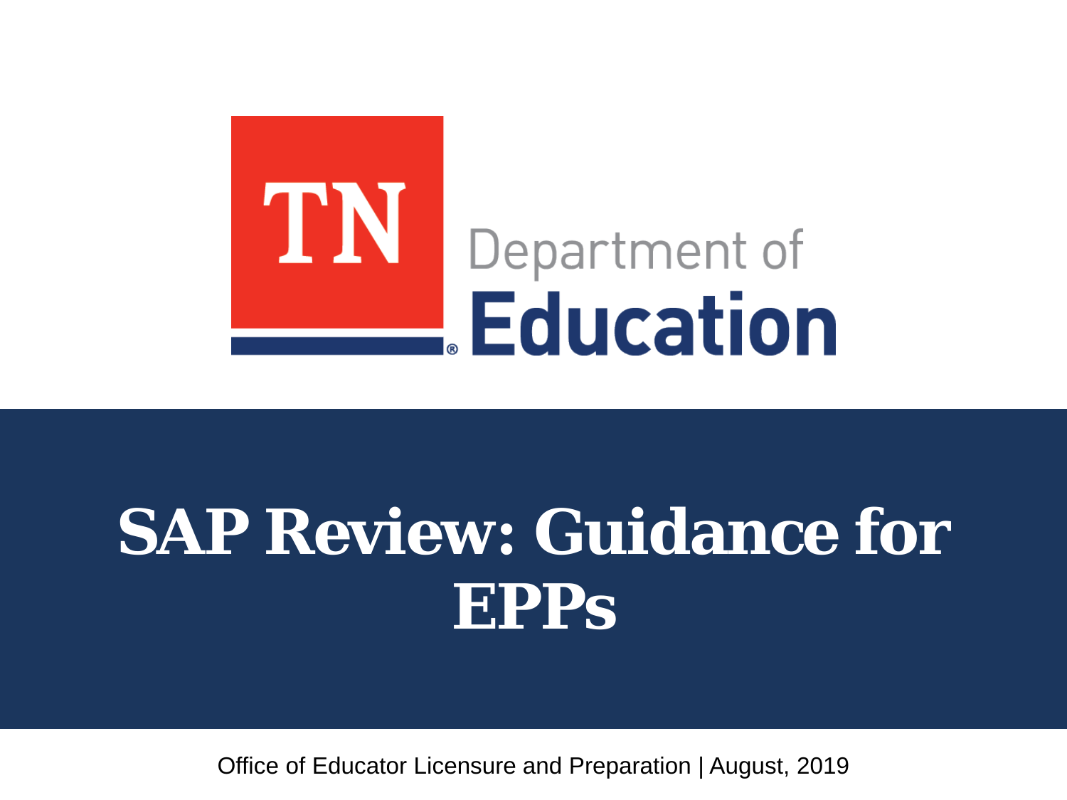TN Department of Education

# SAP Review: Guidance for EPPs

Office of Educator Licensure and Preparation | August, 2019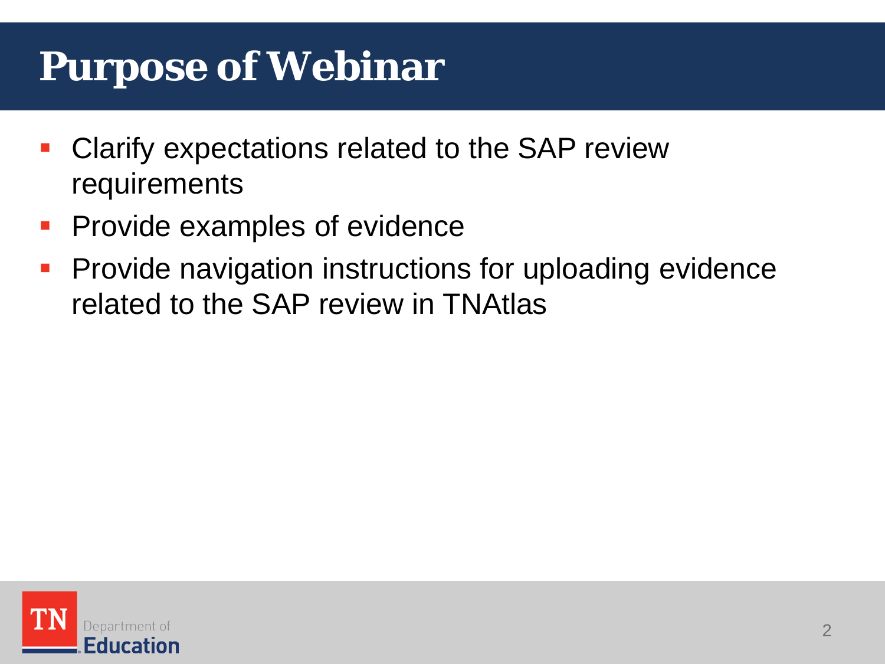# Purpose of Webinar

- Clarify expectations related to the SAP review requirements
- Provide examples of evidence
- Provide navigation instructions for uploading evidence related to the SAP review in TNAtlas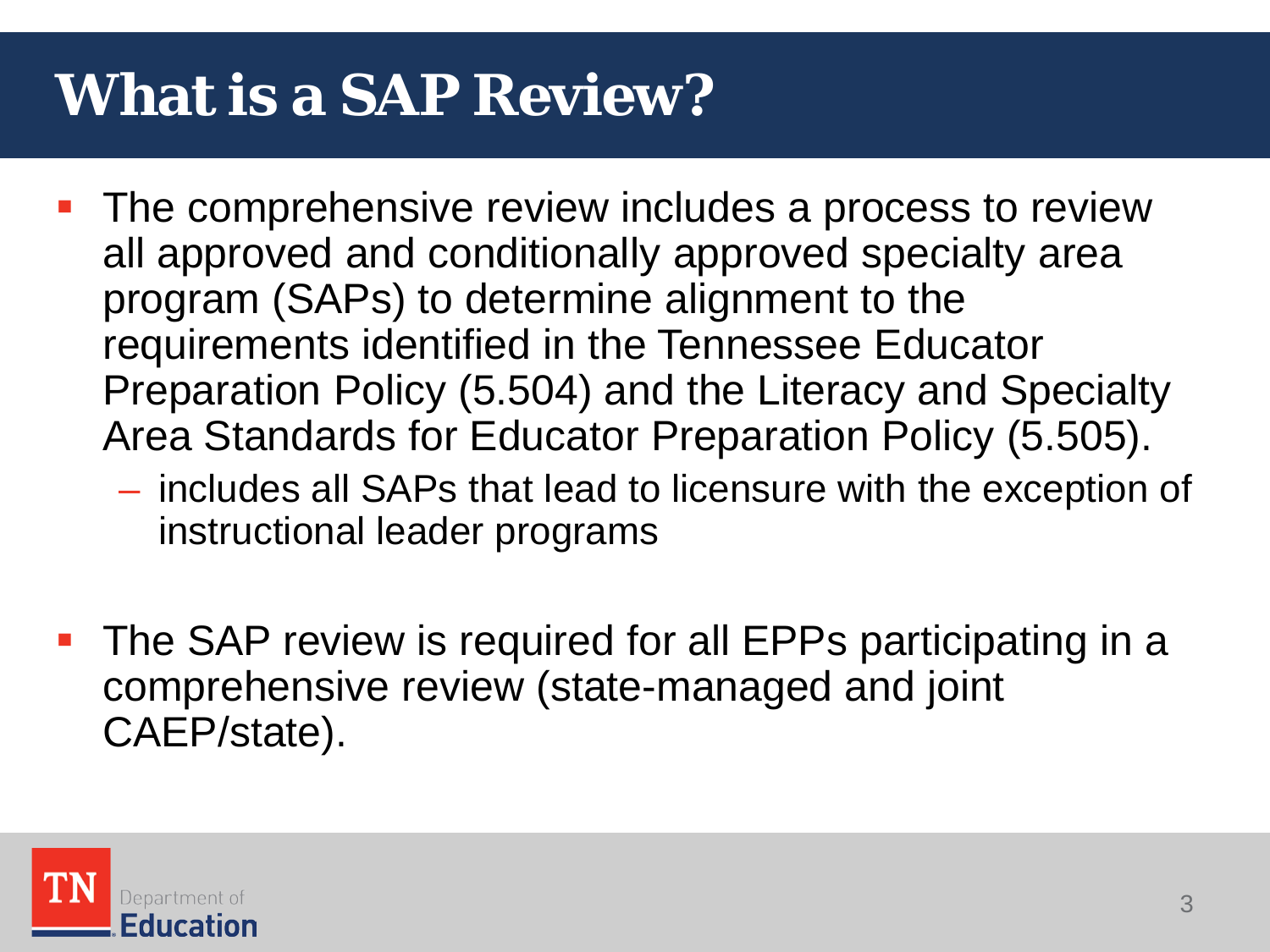# What is a SAP Review?

- The comprehensive review includes a process to review all approved and conditionally approved specialty area program (SAPs) to determine alignment to the requirements identified in the Tennessee Educator Preparation Policy (5.504) and the Literacy and Specialty Area Standards for Educator Preparation Policy (5.505).
  - includes all SAPs that lead to licensure with the exception of instructional leader programs
- The SAP review is required for all EPPs participating in a comprehensive review (state-managed and joint CAEP/state).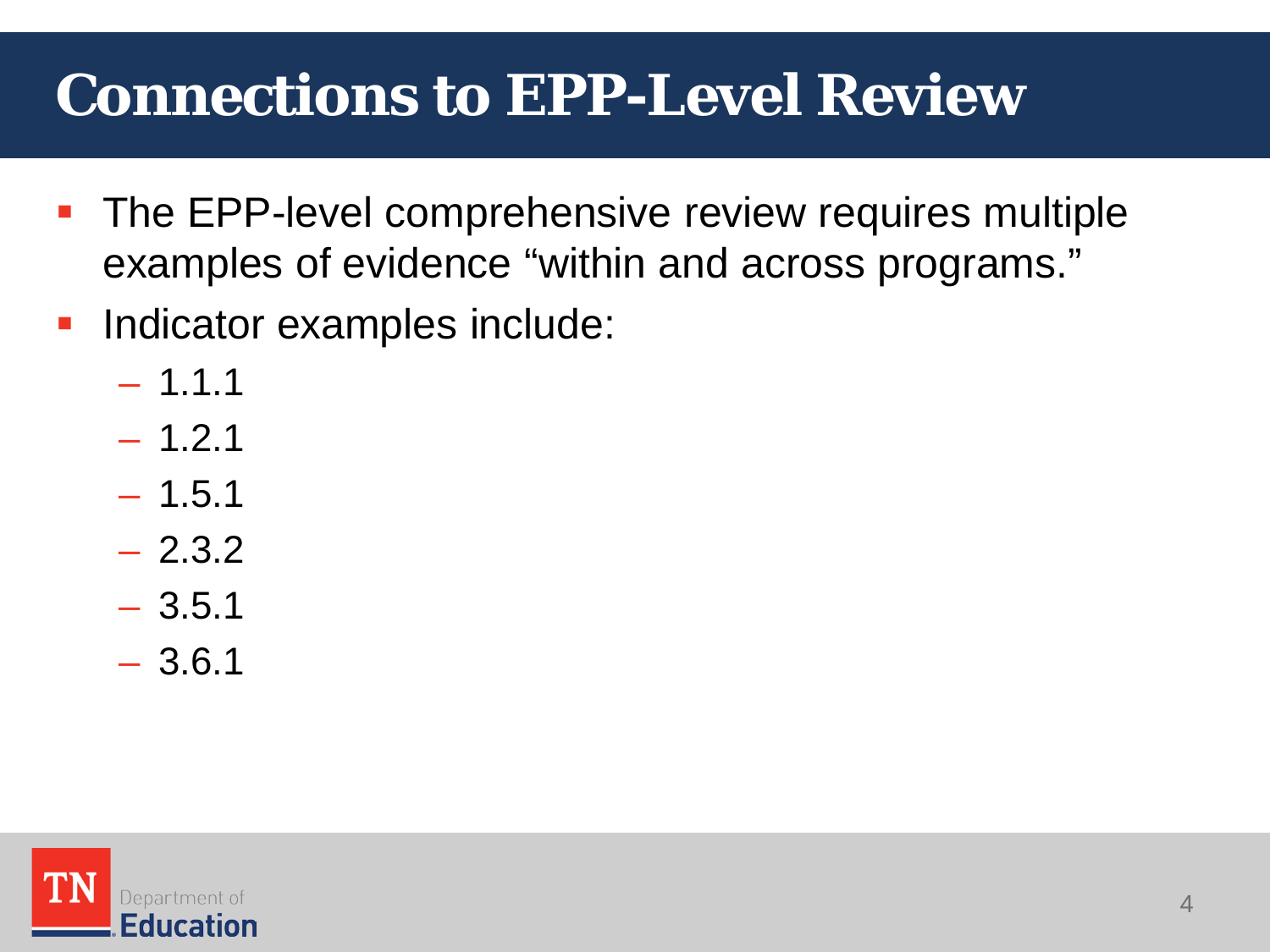# Connections to EPP-Level Review

- The EPP-level comprehensive review requires multiple examples of evidence "within and across programs."
- Indicator examples include:
  - 1.1.1
  - 1.2.1
  - 1.5.1
  - 2.3.2
  - 3.5.1
  - 3.6.1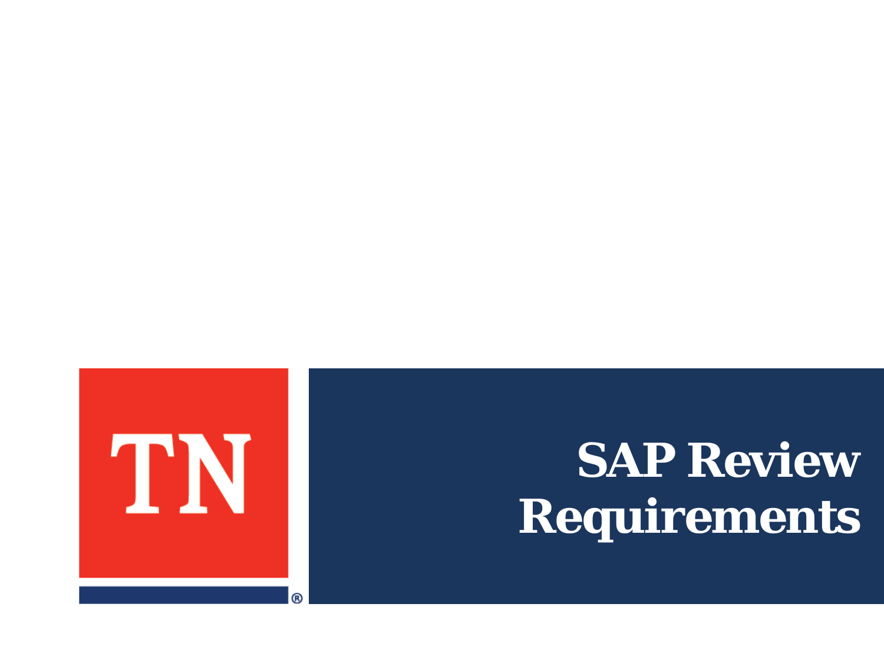# SAP Review Requirements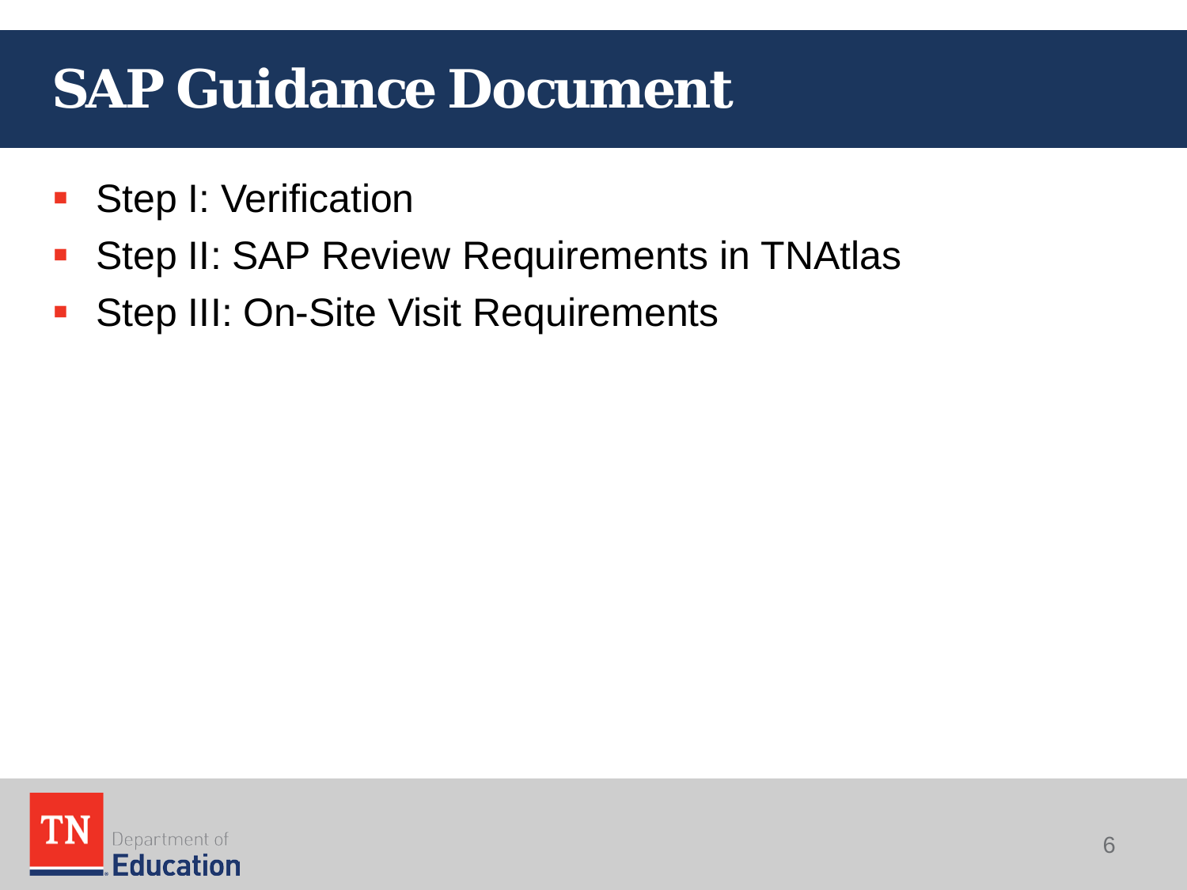# SAP Guidance Document

- Step I: Verification
- Step II: SAP Review Requirements in TNAtlas
- Step III: On-Site Visit Requirements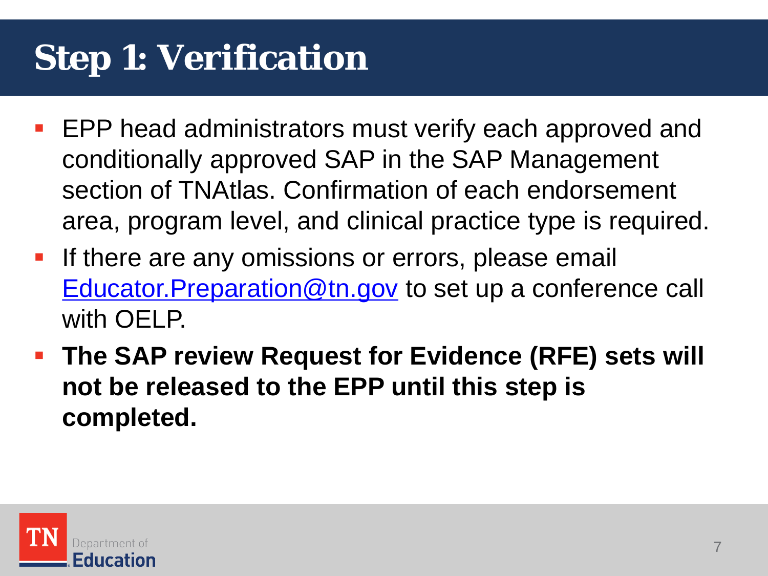# Step 1: Verification

- EPP head administrators must verify each approved and conditionally approved SAP in the SAP Management section of TNAtlas. Confirmation of each endorsement area, program level, and clinical practice type is required.
- If there are any omissions or errors, please email Educator.Preparation@tn.gov to set up a conference call with OELP.
- **The SAP review Request for Evidence (RFE) sets will not be released to the EPP until this step is completed.**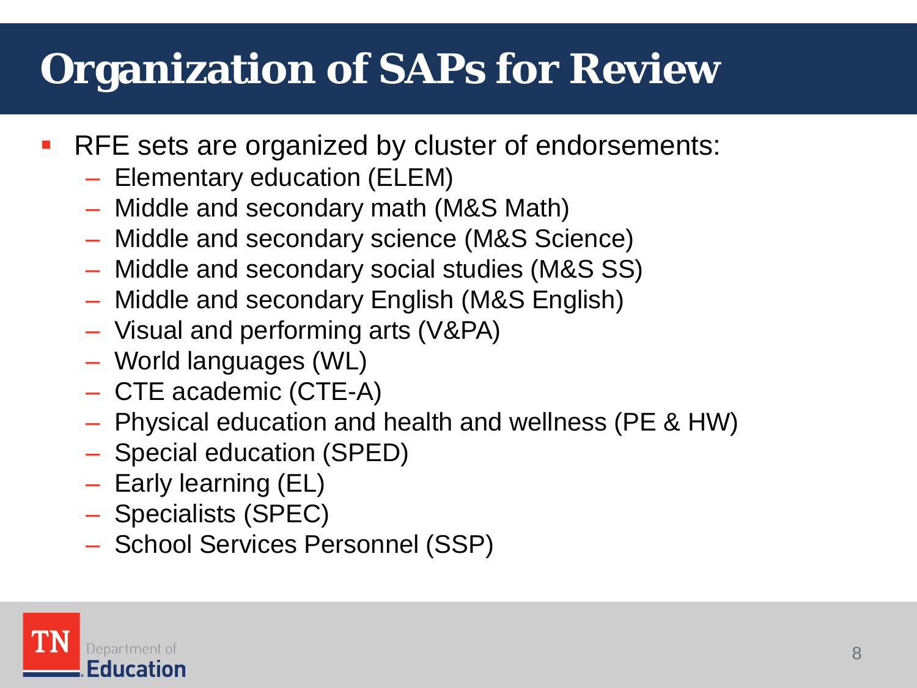# Organization of SAPs for Review

- RFE sets are organized by cluster of endorsements:
  - Elementary education (ELEM)
  - Middle and secondary math (M&S Math)
  - Middle and secondary science (M&S Science)
  - Middle and secondary social studies (M&S SS)
  - Middle and secondary English (M&S English)
  - Visual and performing arts (V&PA)
  - World languages (WL)
  - CTE academic (CTE-A)
  - Physical education and health and wellness (PE & HW)
  - Special education (SPED)
  - Early learning (EL)
  - Specialists (SPEC)
  - School Services Personnel (SSP)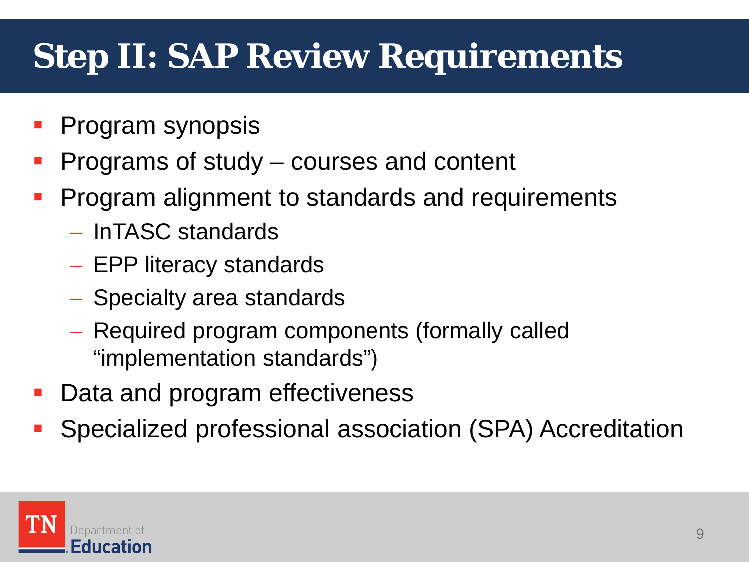# Step II: SAP Review Requirements

- Program synopsis
- Programs of study – courses and content
- Program alignment to standards and requirements
  - InTASC standards
  - EPP literacy standards
  - Specialty area standards
  - Required program components (formally called "implementation standards")
- Data and program effectiveness
- Specialized professional association (SPA) Accreditation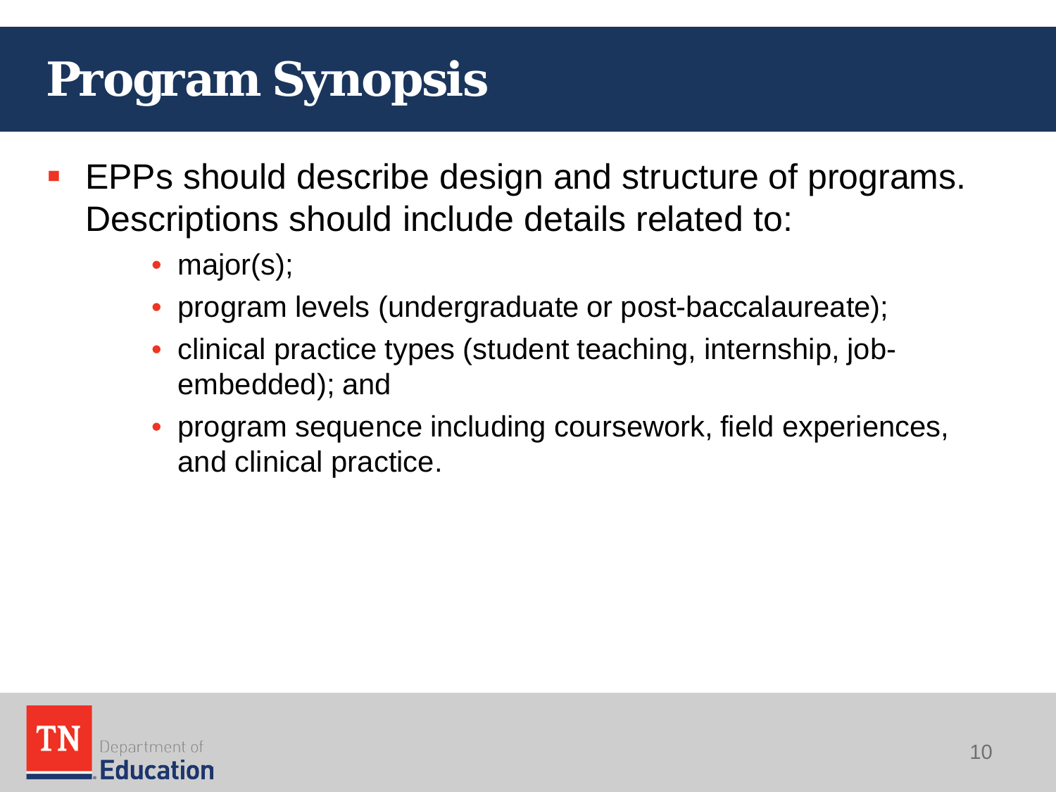# Program Synopsis

- EPPs should describe design and structure of programs. Descriptions should include details related to:
  - major(s);
  - program levels (undergraduate or post-baccalaureate);
  - clinical practice types (student teaching, internship, job-embedded); and
  - program sequence including coursework, field experiences, and clinical practice.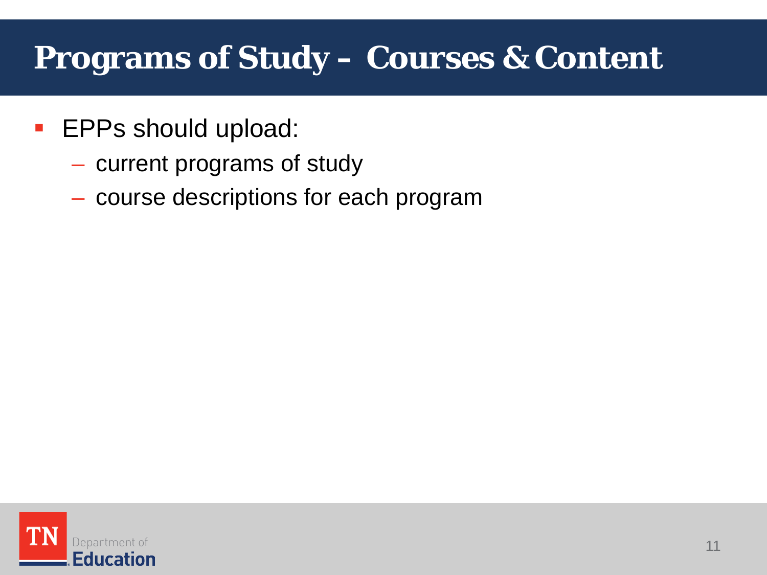# Programs of Study – Courses & Content

- EPPs should upload:
  - current programs of study
  - course descriptions for each program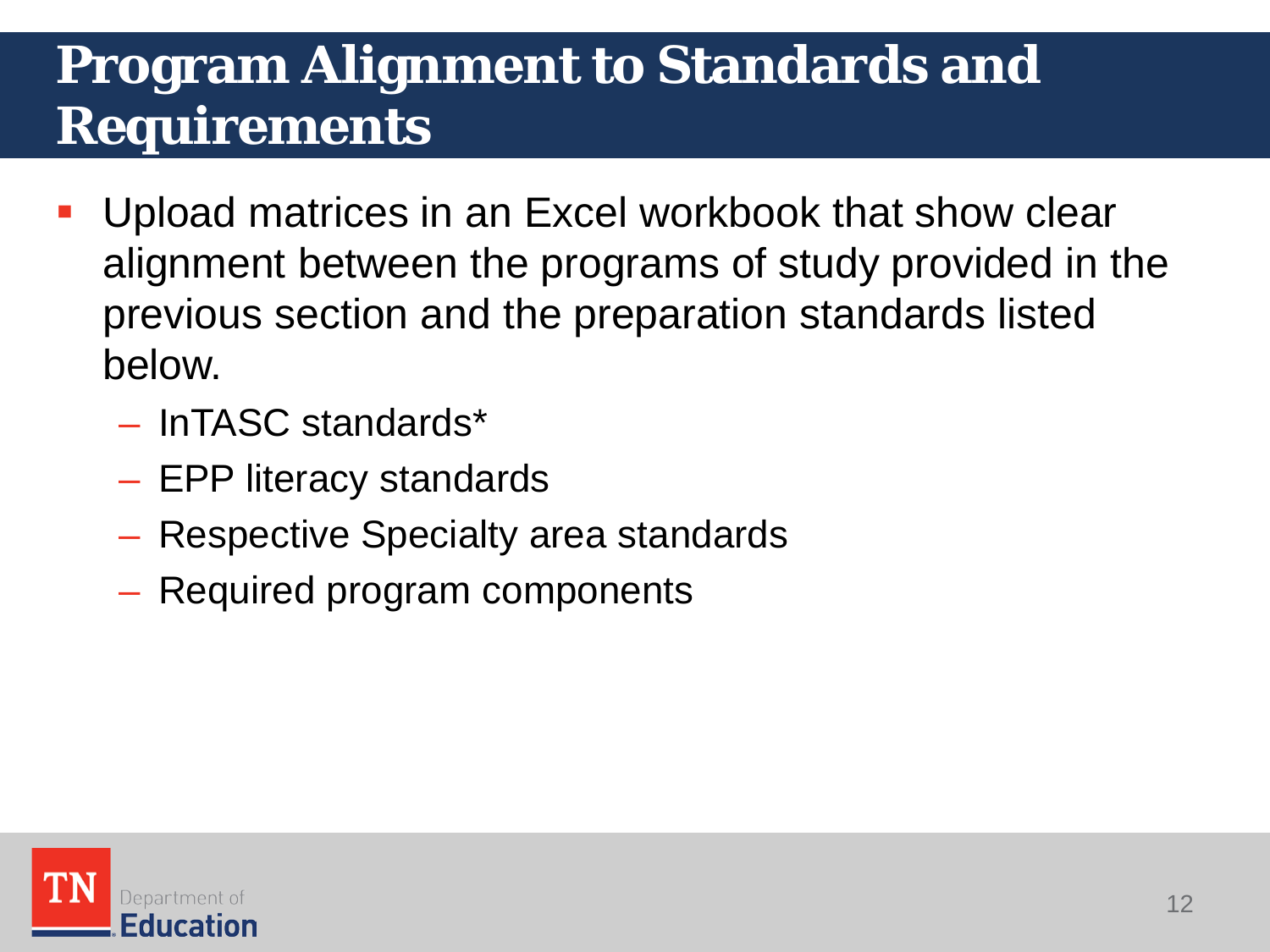# Program Alignment to Standards and Requirements

- Upload matrices in an Excel workbook that show clear alignment between the programs of study provided in the previous section and the preparation standards listed below.
  - InTASC standards*
  - EPP literacy standards
  - Respective Specialty area standards
  - Required program components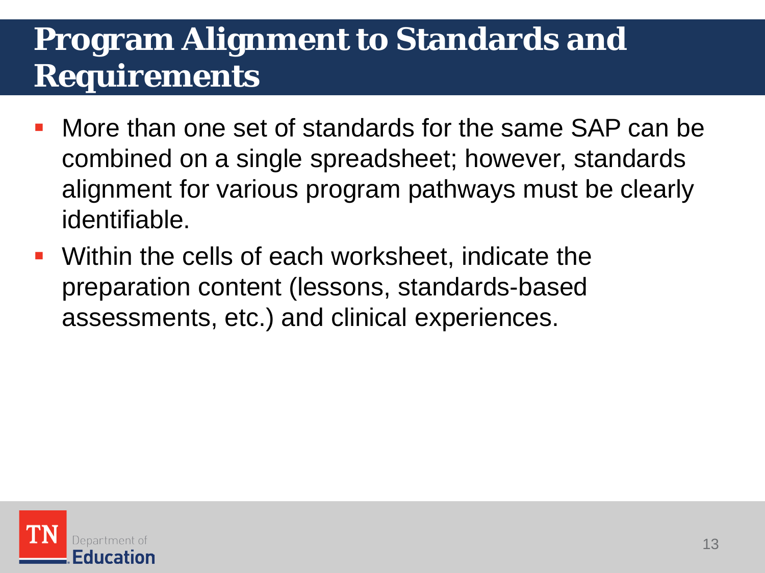# Program Alignment to Standards and Requirements

- More than one set of standards for the same SAP can be combined on a single spreadsheet; however, standards alignment for various program pathways must be clearly identifiable.
- Within the cells of each worksheet, indicate the preparation content (lessons, standards-based assessments, etc.) and clinical experiences.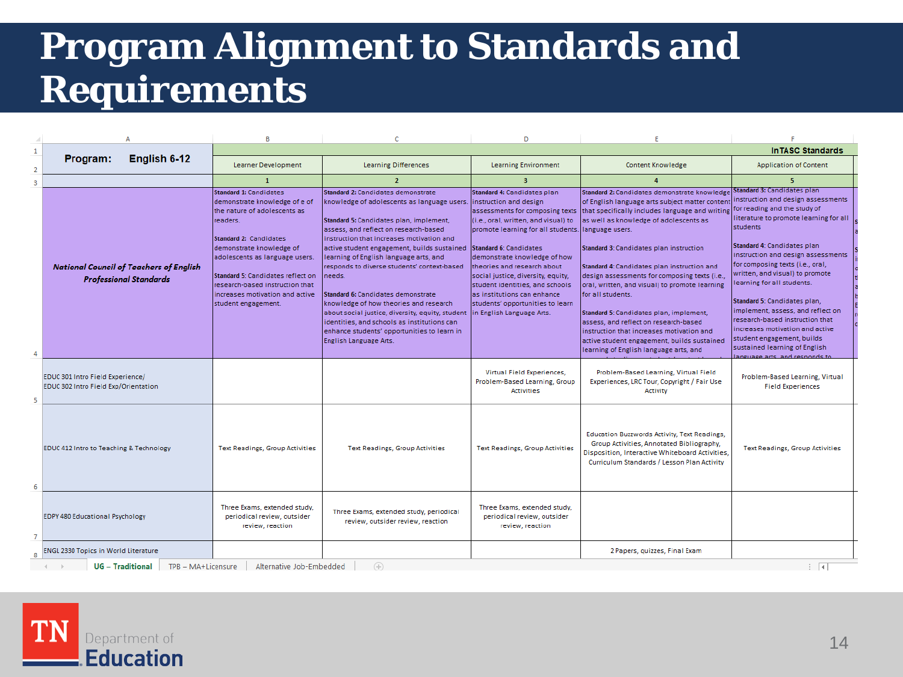# Program Alignment to Standards and Requirements

| Program: English 6-12 | InTASC Standards | | | | |
|---|---|---|---|---|---|
| | Learner Development | Learning Differences | Learning Environment | Content Knowledge | Application of Content |
| | 1 | 2 | 3 | 4 | 5 |
| ***National Council of Teachers of English Professional Standards*** | **Standard 1:** Candidates demonstrate knowledge of e of the nature of adolescents as readers.<br><br>**Standard 2:** Candidates demonstrate knowledge of adolescents as language users.<br><br>**Standard 5:** Candidates reflect on research-based instruction that increases motivation and active student engagement. | **Standard 2:** Candidates demonstrate knowledge of adolescents as language users.<br><br>**Standard 5:** Candidates plan, implement, assess, and reflect on research-based instruction that increases motivation and active student engagement, builds sustained learning of English language arts, and responds to diverse students' context-based needs.<br><br>**Standard 6:** Candidates demonstrate knowledge of how theories and research about social justice, diversity, equity, student identities, and schools as institutions can enhance students' opportunities to learn in English Language Arts. | **Standard 4:** Candidates plan instruction and design assessments for composing texts (i.e., oral, written, and visual) to promote learning for all students.<br><br>**Standard 6:** Candidates demonstrate knowledge of how theories and research about social justice, diversity, equity, student identities, and schools as institutions can enhance students' opportunities to learn in English Language Arts. | **Standard 2:** Candidates demonstrate knowledge of English language arts subject matter content that specifically includes language and writing as well as knowledge of adolescents as language users.<br><br>**Standard 3:** Candidates plan instruction<br><br>**Standard 4:** Candidates plan instruction and design assessments for composing texts (i.e., oral, written, and visual) to promote learning for all students.<br><br>**Standard 5:** Candidates plan, implement, assess, and reflect on research-based instruction that increases motivation and active student engagement, builds sustained learning of English language arts, and | **Standard 3:** Candidates plan instruction and design assessments for reading and the study of literature to promote learning for all students<br><br>**Standard 4:** Candidates plan instruction and design assessments for composing texts (i.e., oral, written, and visual) to promote learning for all students.<br><br>**Standard 5:** Candidates plan, implement, assess, and reflect on research-based instruction that increases motivation and active student engagement, builds sustained learning of English language arts, and responds to |
| EDUC 301 Intro Field Experience/ EDUC 302 Intro Field Exp/Orientation | | | Virtual Field Experiences, Problem-Based Learning, Group Activities | Problem-Based Learning, Virtual Field Experiences, LRC Tour, Copyright / Fair Use Activity | Problem-Based Learning, Virtual Field Experiences |
| EDUC 412 Intro to Teaching & Technology | Text Readings, Group Activities | Text Readings, Group Activities | Text Readings, Group Activities | Education Buzzwords Activity, Text Readings, Group Activities, Annotated Bibliography, Disposition, Interactive Whiteboard Activities, Curriculum Standards / Lesson Plan Activity | Text Readings, Group Activities |
| EDPY 480 Educational Psychology | Three Exams, extended study, periodical review, outsider review, reaction | Three Exams, extended study, periodical review, outsider review, reaction | Three Exams, extended study, periodical review, outsider review, reaction | | |
| ENGL 2330 Topics in World Literature | | | | 2 Papers, quizzes, Final Exam | |

UG – Traditional | TPB – MA+Licensure | Alternative Job-Embedded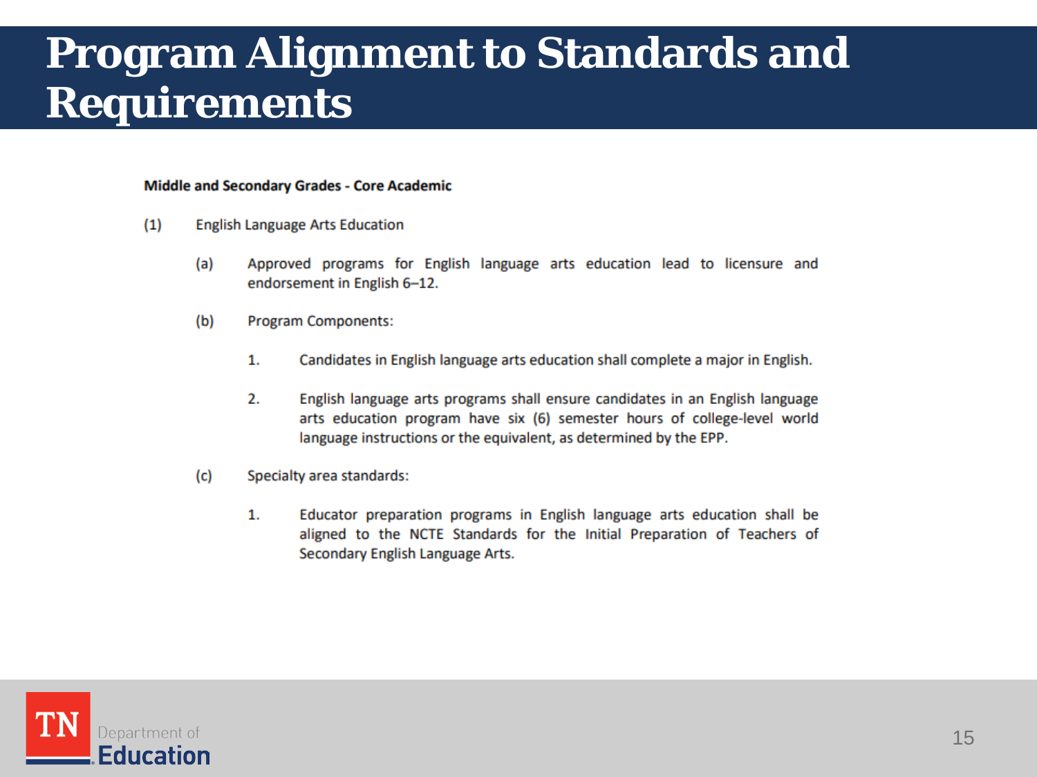# Program Alignment to Standards and Requirements

**Middle and Secondary Grades - Core Academic**

(1) English Language Arts Education

(a) Approved programs for English language arts education lead to licensure and endorsement in English 6–12.

(b) Program Components:

1. Candidates in English language arts education shall complete a major in English.

2. English language arts programs shall ensure candidates in an English language arts education program have six (6) semester hours of college-level world language instructions or the equivalent, as determined by the EPP.

(c) Specialty area standards:

1. Educator preparation programs in English language arts education shall be aligned to the NCTE Standards for the Initial Preparation of Teachers of Secondary English Language Arts.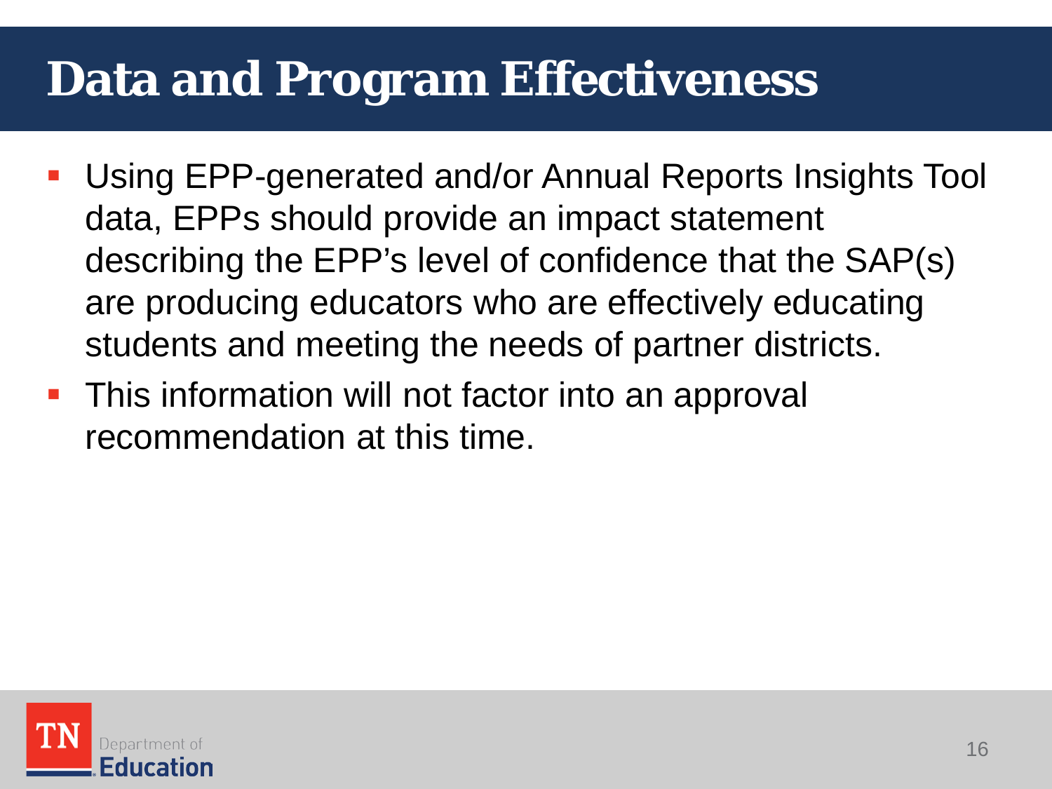# Data and Program Effectiveness

- Using EPP-generated and/or Annual Reports Insights Tool data, EPPs should provide an impact statement describing the EPP's level of confidence that the SAP(s) are producing educators who are effectively educating students and meeting the needs of partner districts.
- This information will not factor into an approval recommendation at this time.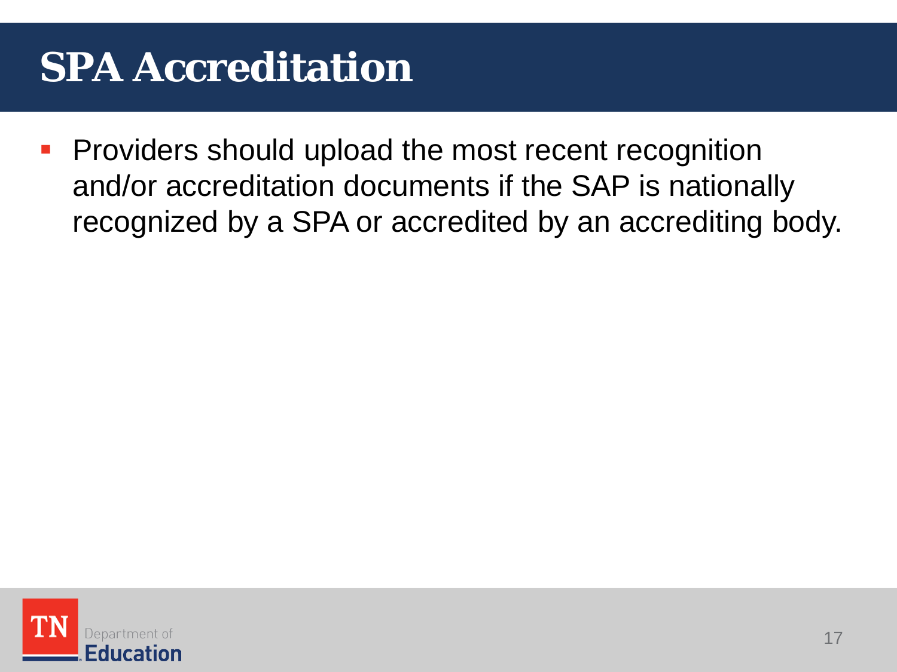# SPA Accreditation

- Providers should upload the most recent recognition and/or accreditation documents if the SAP is nationally recognized by a SPA or accredited by an accrediting body.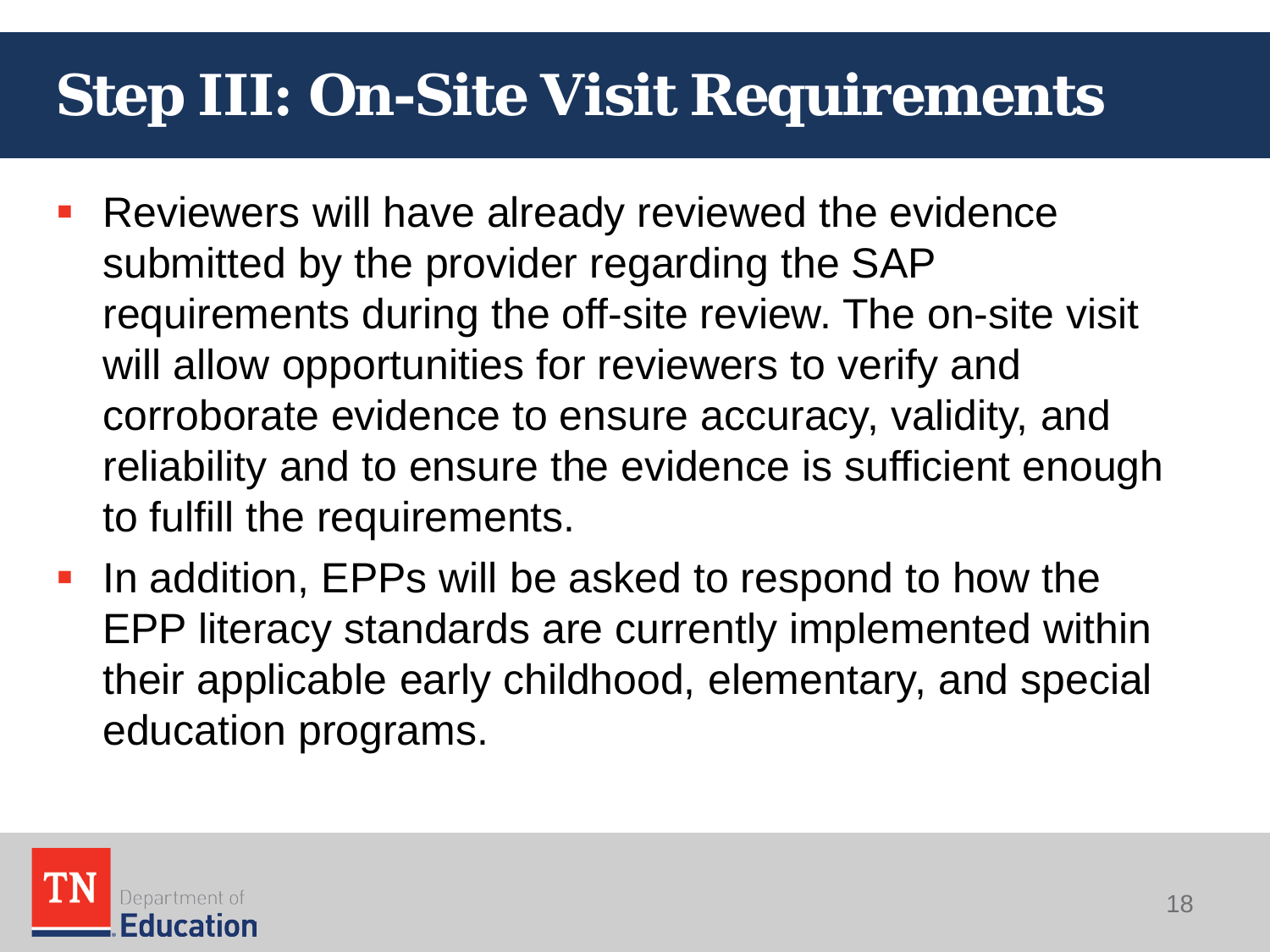# Step III: On-Site Visit Requirements

- Reviewers will have already reviewed the evidence submitted by the provider regarding the SAP requirements during the off-site review. The on-site visit will allow opportunities for reviewers to verify and corroborate evidence to ensure accuracy, validity, and reliability and to ensure the evidence is sufficient enough to fulfill the requirements.
- In addition, EPPs will be asked to respond to how the EPP literacy standards are currently implemented within their applicable early childhood, elementary, and special education programs.